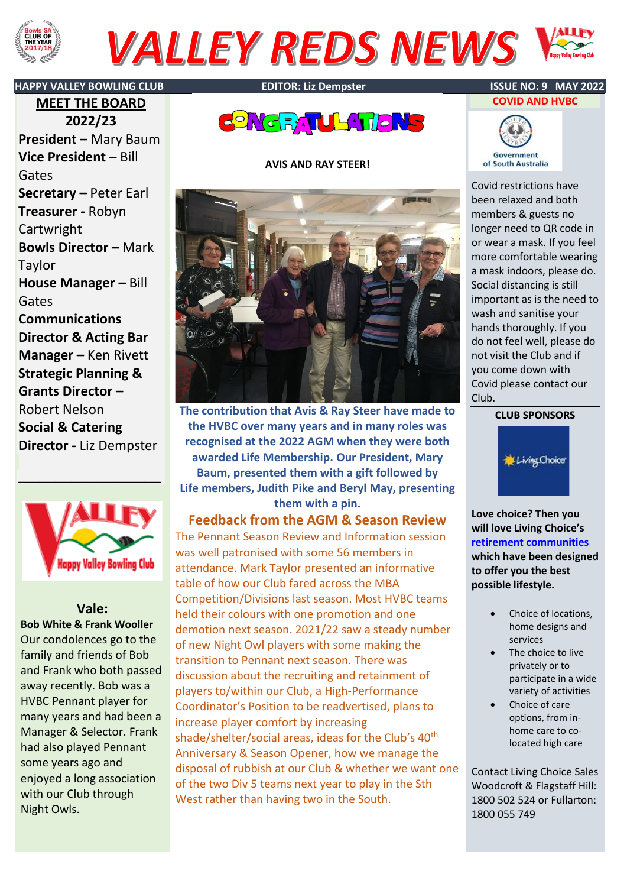# VALLEY REDS NEWS

HAPPY VALLEY BOWLING CLUB | EDITOR: Liz Dempster | ISSUE NO: 9 MAY 2022

## MEET THE BOARD 2022/23

**President –** Mary Baum
**Vice President –** Bill Gates
**Secretary –** Peter Earl
**Treasurer -** Robyn Cartwright
**Bowls Director –** Mark Taylor
**House Manager –** Bill Gates
**Communications Director & Acting Bar Manager –** Ken Rivett
**Strategic Planning & Grants Director –** Robert Nelson
**Social & Catering Director -** Liz Dempster

Happy Valley Bowling Club

## Vale:

**Bob White & Frank Wooller**

Our condolences go to the family and friends of Bob and Frank who both passed away recently. Bob was a HVBC Pennant player for many years and had been a Manager & Selector. Frank had also played Pennant some years ago and enjoyed a long association with our Club through Night Owls.

## CONGRATULATIONS

**AVIS AND RAY STEER!**

**The contribution that Avis & Ray Steer have made to the HVBC over many years and in many roles was recognised at the 2022 AGM when they were both awarded Life Membership. Our President, Mary Baum, presented them with a gift followed by Life members, Judith Pike and Beryl May, presenting them with a pin.**

## Feedback from the AGM & Season Review

The Pennant Season Review and Information session was well patronised with some 56 members in attendance. Mark Taylor presented an informative table of how our Club fared across the MBA Competition/Divisions last season. Most HVBC teams held their colours with one promotion and one demotion next season. 2021/22 saw a steady number of new Night Owl players with some making the transition to Pennant next season. There was discussion about the recruiting and retainment of players to/within our Club, a High-Performance Coordinator's Position to be readvertised, plans to increase player comfort by increasing shade/shelter/social areas, ideas for the Club's 40th Anniversary & Season Opener, how we manage the disposal of rubbish at our Club & whether we want one of the two Div 5 teams next year to play in the Sth West rather than having two in the South.

## COVID AND HVBC

Government of South Australia

Covid restrictions have been relaxed and both members & guests no longer need to QR code in or wear a mask. If you feel more comfortable wearing a mask indoors, please do. Social distancing is still important as is the need to wash and sanitise your hands thoroughly. If you do not feel well, please do not visit the Club and if you come down with Covid please contact our Club.

## CLUB SPONSORS

Living Choice

**Love choice? Then you will love Living Choice's retirement communities which have been designed to offer you the best possible lifestyle.**

- Choice of locations, home designs and services
- The choice to live privately or to participate in a wide variety of activities
- Choice of care options, from in-home care to co-located high care

Contact Living Choice Sales Woodcroft & Flagstaff Hill: 1800 502 524 or Fullarton: 1800 055 749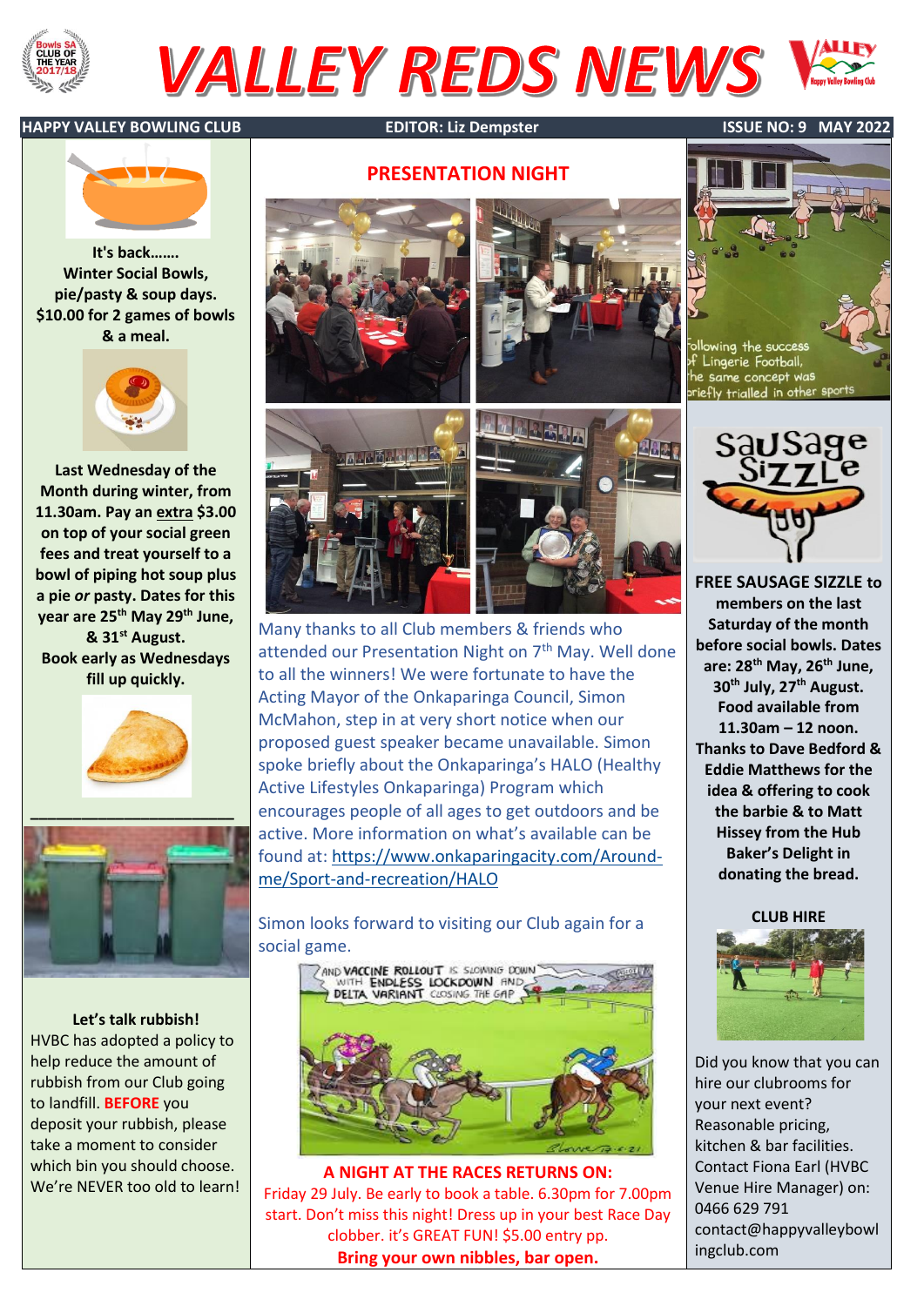# VALLEY REDS NEWS

**HAPPY VALLEY BOWLING CLUB** | **EDITOR: Liz Dempster** | **ISSUE NO: 9 MAY 2022**

**It's back……. Winter Social Bowls, pie/pasty & soup days. $10.00 for 2 games of bowls & a meal.**

**Last Wednesday of the Month during winter, from 11.30am. Pay an extra $3.00 on top of your social green fees and treat yourself to a bowl of piping hot soup plus a pie *or* pasty. Dates for this year are 25th May 29th June, & 31st August. Book early as Wednesdays fill up quickly.**

---

**Let's talk rubbish!**

HVBC has adopted a policy to help reduce the amount of rubbish from our Club going to landfill. **BEFORE** you deposit your rubbish, please take a moment to consider which bin you should choose. We're NEVER too old to learn!

## PRESENTATION NIGHT

Many thanks to all Club members & friends who attended our Presentation Night on 7th May. Well done to all the winners! We were fortunate to have the Acting Mayor of the Onkaparinga Council, Simon McMahon, step in at very short notice when our proposed guest speaker became unavailable. Simon spoke briefly about the Onkaparinga's HALO (Healthy Active Lifestyles Onkaparinga) Program which encourages people of all ages to get outdoors and be active. More information on what's available can be found at: https://www.onkaparingacity.com/Around-me/Sport-and-recreation/HALO

Simon looks forward to visiting our Club again for a social game.

**A NIGHT AT THE RACES RETURNS ON:**

Friday 29 July. Be early to book a table. 6.30pm for 7.00pm start. Don't miss this night! Dress up in your best Race Day clobber. it's GREAT FUN! $5.00 entry pp.

**Bring your own nibbles, bar open.**

**FREE SAUSAGE SIZZLE to members on the last Saturday of the month before social bowls. Dates are: 28th May, 26th June, 30th July, 27th August. Food available from 11.30am – 12 noon. Thanks to Dave Bedford & Eddie Matthews for the idea & offering to cook the barbie & to Matt Hissey from the Hub Baker's Delight in donating the bread.**

**CLUB HIRE**

Did you know that you can hire our clubrooms for your next event? Reasonable pricing, kitchen & bar facilities. Contact Fiona Earl (HVBC Venue Hire Manager) on: 0466 629 791 contact@happyvalleybowlingclub.com